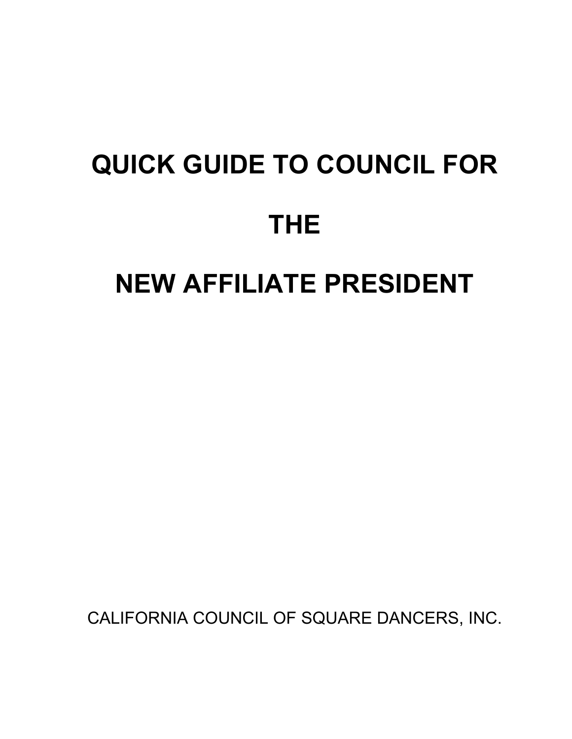# QUICK GUIDE TO COUNCIL FOR

# THE

# NEW AFFILIATE PRESIDENT

CALIFORNIA COUNCIL OF SQUARE DANCERS, INC.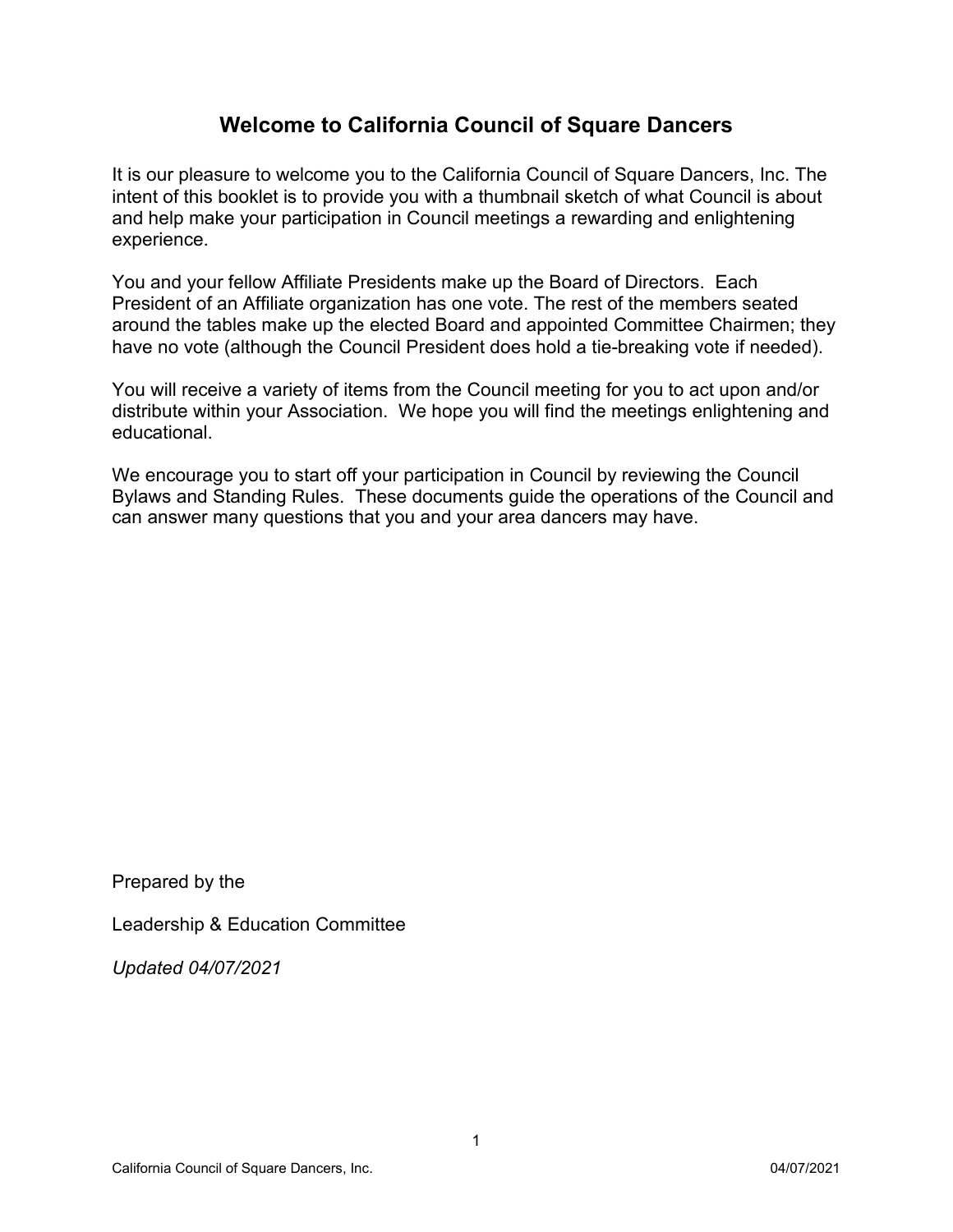# Welcome to California Council of Square Dancers

It is our pleasure to welcome you to the California Council of Square Dancers, Inc. The intent of this booklet is to provide you with a thumbnail sketch of what Council is about and help make your participation in Council meetings a rewarding and enlightening experience.

You and your fellow Affiliate Presidents make up the Board of Directors. Each President of an Affiliate organization has one vote. The rest of the members seated around the tables make up the elected Board and appointed Committee Chairmen; they have no vote (although the Council President does hold a tie-breaking vote if needed).

You will receive a variety of items from the Council meeting for you to act upon and/or distribute within your Association. We hope you will find the meetings enlightening and educational.

We encourage you to start off your participation in Council by reviewing the Council Bylaws and Standing Rules. These documents guide the operations of the Council and can answer many questions that you and your area dancers may have.

Prepared by the

Leadership & Education Committee

*Updated 04/07/2021*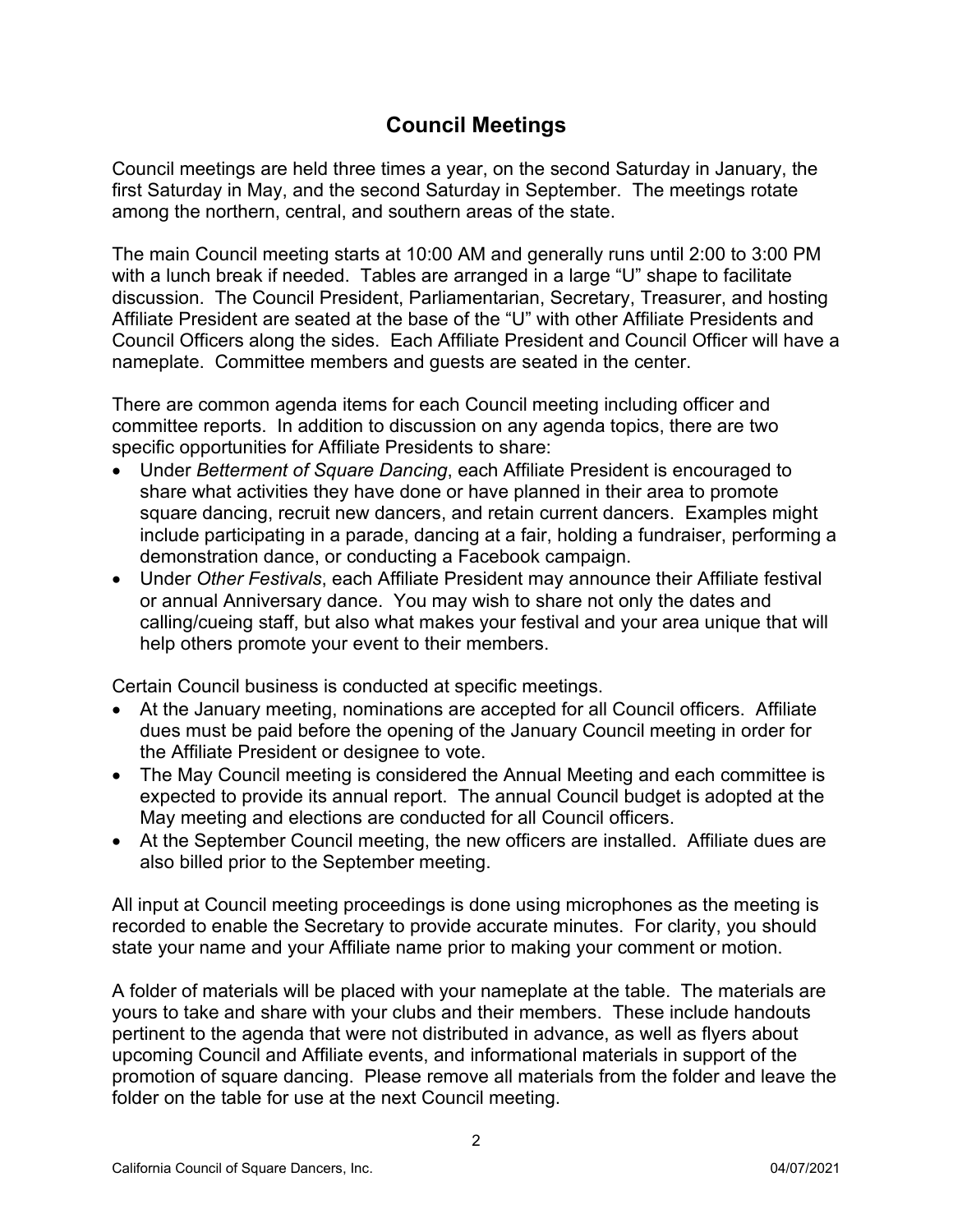# Council Meetings

Council meetings are held three times a year, on the second Saturday in January, the first Saturday in May, and the second Saturday in September. The meetings rotate among the northern, central, and southern areas of the state.

The main Council meeting starts at 10:00 AM and generally runs until 2:00 to 3:00 PM with a lunch break if needed. Tables are arranged in a large "U" shape to facilitate discussion. The Council President, Parliamentarian, Secretary, Treasurer, and hosting Affiliate President are seated at the base of the "U" with other Affiliate Presidents and Council Officers along the sides. Each Affiliate President and Council Officer will have a nameplate. Committee members and guests are seated in the center.

There are common agenda items for each Council meeting including officer and committee reports. In addition to discussion on any agenda topics, there are two specific opportunities for Affiliate Presidents to share:

- Under *Betterment of Square Dancing*, each Affiliate President is encouraged to share what activities they have done or have planned in their area to promote square dancing, recruit new dancers, and retain current dancers. Examples might include participating in a parade, dancing at a fair, holding a fundraiser, performing a demonstration dance, or conducting a Facebook campaign.
- Under *Other Festivals*, each Affiliate President may announce their Affiliate festival or annual Anniversary dance. You may wish to share not only the dates and calling/cueing staff, but also what makes your festival and your area unique that will help others promote your event to their members.

Certain Council business is conducted at specific meetings.

- At the January meeting, nominations are accepted for all Council officers. Affiliate dues must be paid before the opening of the January Council meeting in order for the Affiliate President or designee to vote.
- The May Council meeting is considered the Annual Meeting and each committee is expected to provide its annual report. The annual Council budget is adopted at the May meeting and elections are conducted for all Council officers.
- At the September Council meeting, the new officers are installed. Affiliate dues are also billed prior to the September meeting.

All input at Council meeting proceedings is done using microphones as the meeting is recorded to enable the Secretary to provide accurate minutes. For clarity, you should state your name and your Affiliate name prior to making your comment or motion.

A folder of materials will be placed with your nameplate at the table. The materials are yours to take and share with your clubs and their members. These include handouts pertinent to the agenda that were not distributed in advance, as well as flyers about upcoming Council and Affiliate events, and informational materials in support of the promotion of square dancing. Please remove all materials from the folder and leave the folder on the table for use at the next Council meeting.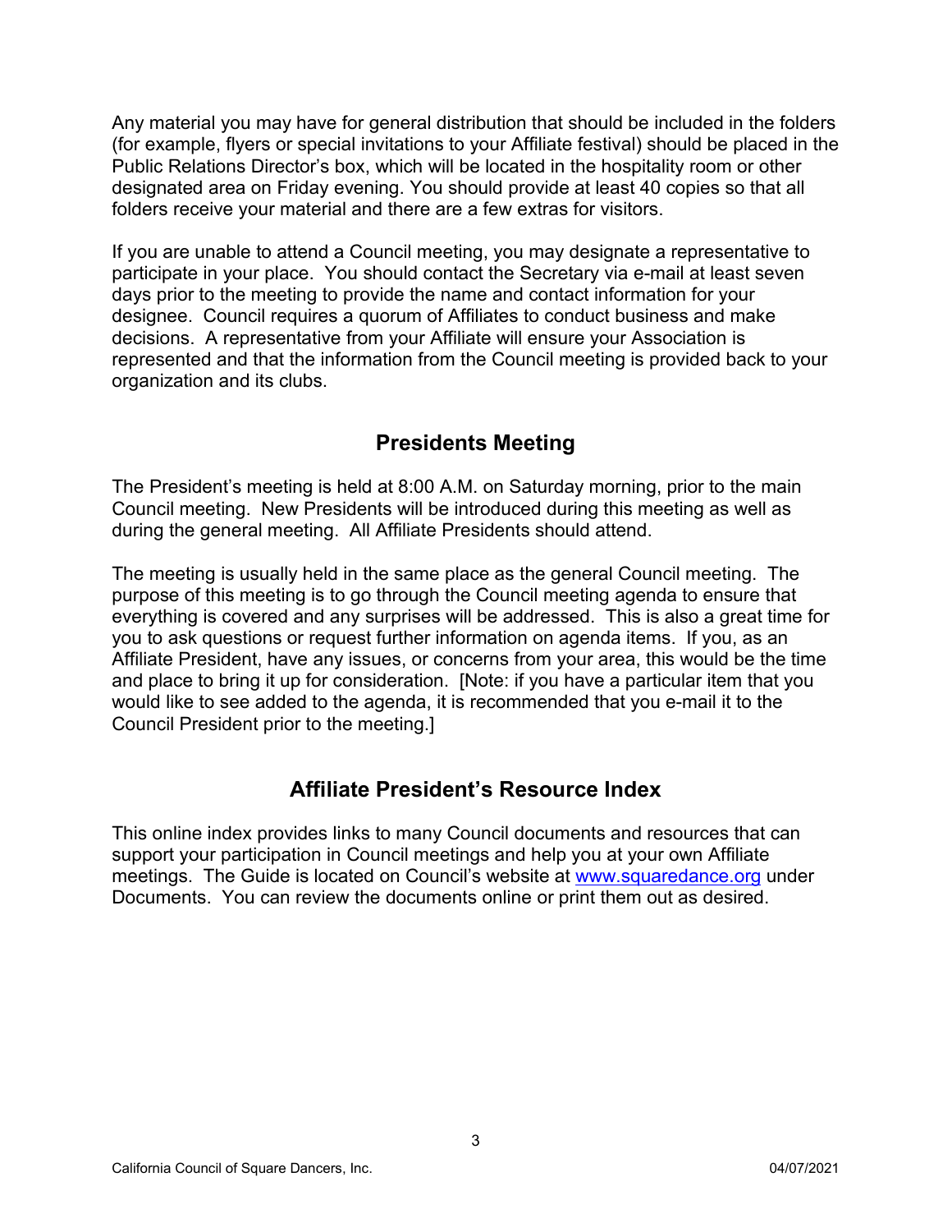Any material you may have for general distribution that should be included in the folders (for example, flyers or special invitations to your Affiliate festival) should be placed in the Public Relations Director's box, which will be located in the hospitality room or other designated area on Friday evening. You should provide at least 40 copies so that all folders receive your material and there are a few extras for visitors.

If you are unable to attend a Council meeting, you may designate a representative to participate in your place. You should contact the Secretary via e-mail at least seven days prior to the meeting to provide the name and contact information for your designee. Council requires a quorum of Affiliates to conduct business and make decisions. A representative from your Affiliate will ensure your Association is represented and that the information from the Council meeting is provided back to your organization and its clubs.

## Presidents Meeting

The President's meeting is held at 8:00 A.M. on Saturday morning, prior to the main Council meeting. New Presidents will be introduced during this meeting as well as during the general meeting. All Affiliate Presidents should attend.

The meeting is usually held in the same place as the general Council meeting. The purpose of this meeting is to go through the Council meeting agenda to ensure that everything is covered and any surprises will be addressed. This is also a great time for you to ask questions or request further information on agenda items. If you, as an Affiliate President, have any issues, or concerns from your area, this would be the time and place to bring it up for consideration. [Note: if you have a particular item that you would like to see added to the agenda, it is recommended that you e-mail it to the Council President prior to the meeting.]

## Affiliate President's Resource Index

This online index provides links to many Council documents and resources that can support your participation in Council meetings and help you at your own Affiliate meetings. The Guide is located on Council's website at [www.squaredance.org](http://www.squaredance.org) under Documents. You can review the documents online or print them out as desired.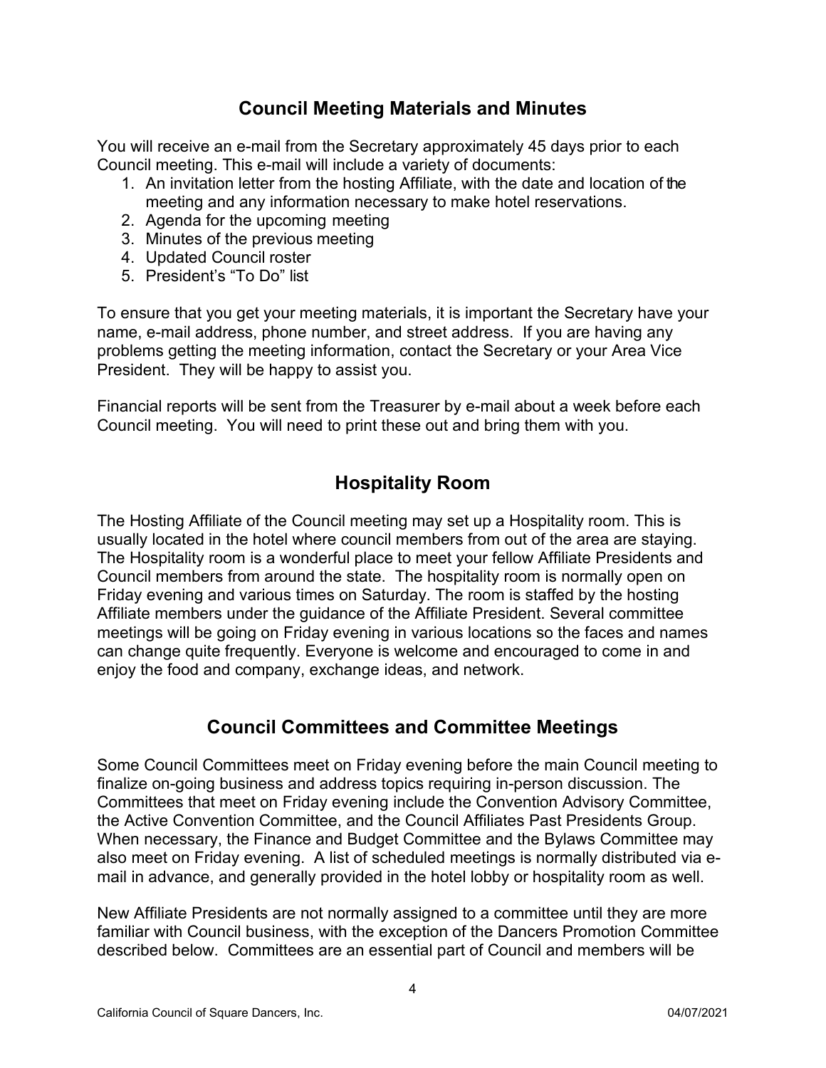## Council Meeting Materials and Minutes

You will receive an e-mail from the Secretary approximately 45 days prior to each Council meeting. This e-mail will include a variety of documents:

1. An invitation letter from the hosting Affiliate, with the date and location of the meeting and any information necessary to make hotel reservations.
2. Agenda for the upcoming meeting
3. Minutes of the previous meeting
4. Updated Council roster
5. President's "To Do" list

To ensure that you get your meeting materials, it is important the Secretary have your name, e-mail address, phone number, and street address. If you are having any problems getting the meeting information, contact the Secretary or your Area Vice President. They will be happy to assist you.

Financial reports will be sent from the Treasurer by e-mail about a week before each Council meeting. You will need to print these out and bring them with you.

## Hospitality Room

The Hosting Affiliate of the Council meeting may set up a Hospitality room. This is usually located in the hotel where council members from out of the area are staying. The Hospitality room is a wonderful place to meet your fellow Affiliate Presidents and Council members from around the state. The hospitality room is normally open on Friday evening and various times on Saturday. The room is staffed by the hosting Affiliate members under the guidance of the Affiliate President. Several committee meetings will be going on Friday evening in various locations so the faces and names can change quite frequently. Everyone is welcome and encouraged to come in and enjoy the food and company, exchange ideas, and network.

## Council Committees and Committee Meetings

Some Council Committees meet on Friday evening before the main Council meeting to finalize on-going business and address topics requiring in-person discussion. The Committees that meet on Friday evening include the Convention Advisory Committee, the Active Convention Committee, and the Council Affiliates Past Presidents Group. When necessary, the Finance and Budget Committee and the Bylaws Committee may also meet on Friday evening. A list of scheduled meetings is normally distributed via e-mail in advance, and generally provided in the hotel lobby or hospitality room as well.

New Affiliate Presidents are not normally assigned to a committee until they are more familiar with Council business, with the exception of the Dancers Promotion Committee described below. Committees are an essential part of Council and members will be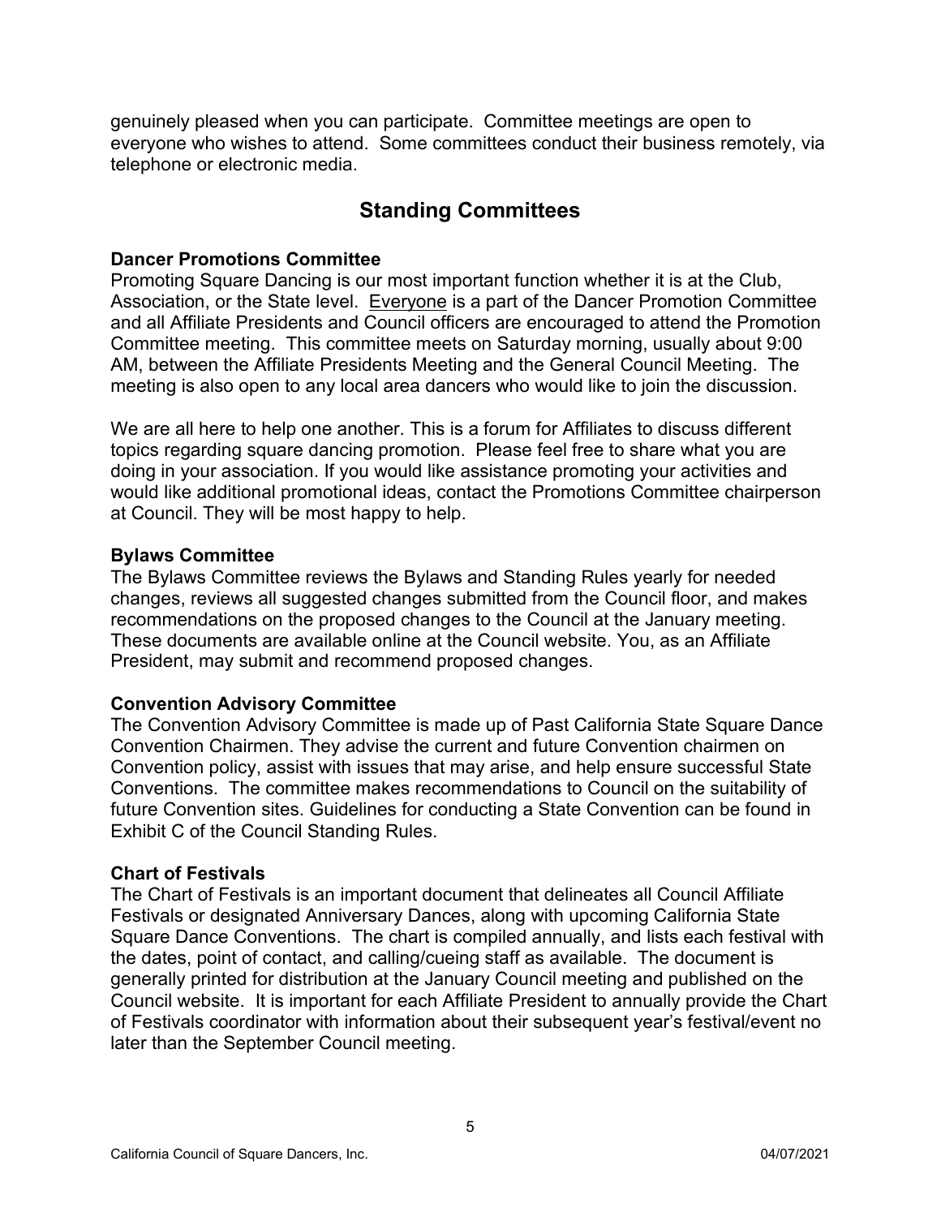genuinely pleased when you can participate. Committee meetings are open to everyone who wishes to attend. Some committees conduct their business remotely, via telephone or electronic media.

## Standing Committees

**Dancer Promotions Committee**

Promoting Square Dancing is our most important function whether it is at the Club, Association, or the State level. Everyone is a part of the Dancer Promotion Committee and all Affiliate Presidents and Council officers are encouraged to attend the Promotion Committee meeting. This committee meets on Saturday morning, usually about 9:00 AM, between the Affiliate Presidents Meeting and the General Council Meeting. The meeting is also open to any local area dancers who would like to join the discussion.

We are all here to help one another. This is a forum for Affiliates to discuss different topics regarding square dancing promotion. Please feel free to share what you are doing in your association. If you would like assistance promoting your activities and would like additional promotional ideas, contact the Promotions Committee chairperson at Council. They will be most happy to help.

**Bylaws Committee**

The Bylaws Committee reviews the Bylaws and Standing Rules yearly for needed changes, reviews all suggested changes submitted from the Council floor, and makes recommendations on the proposed changes to the Council at the January meeting. These documents are available online at the Council website. You, as an Affiliate President, may submit and recommend proposed changes.

**Convention Advisory Committee**

The Convention Advisory Committee is made up of Past California State Square Dance Convention Chairmen. They advise the current and future Convention chairmen on Convention policy, assist with issues that may arise, and help ensure successful State Conventions. The committee makes recommendations to Council on the suitability of future Convention sites. Guidelines for conducting a State Convention can be found in Exhibit C of the Council Standing Rules.

**Chart of Festivals**

The Chart of Festivals is an important document that delineates all Council Affiliate Festivals or designated Anniversary Dances, along with upcoming California State Square Dance Conventions. The chart is compiled annually, and lists each festival with the dates, point of contact, and calling/cueing staff as available. The document is generally printed for distribution at the January Council meeting and published on the Council website. It is important for each Affiliate President to annually provide the Chart of Festivals coordinator with information about their subsequent year's festival/event no later than the September Council meeting.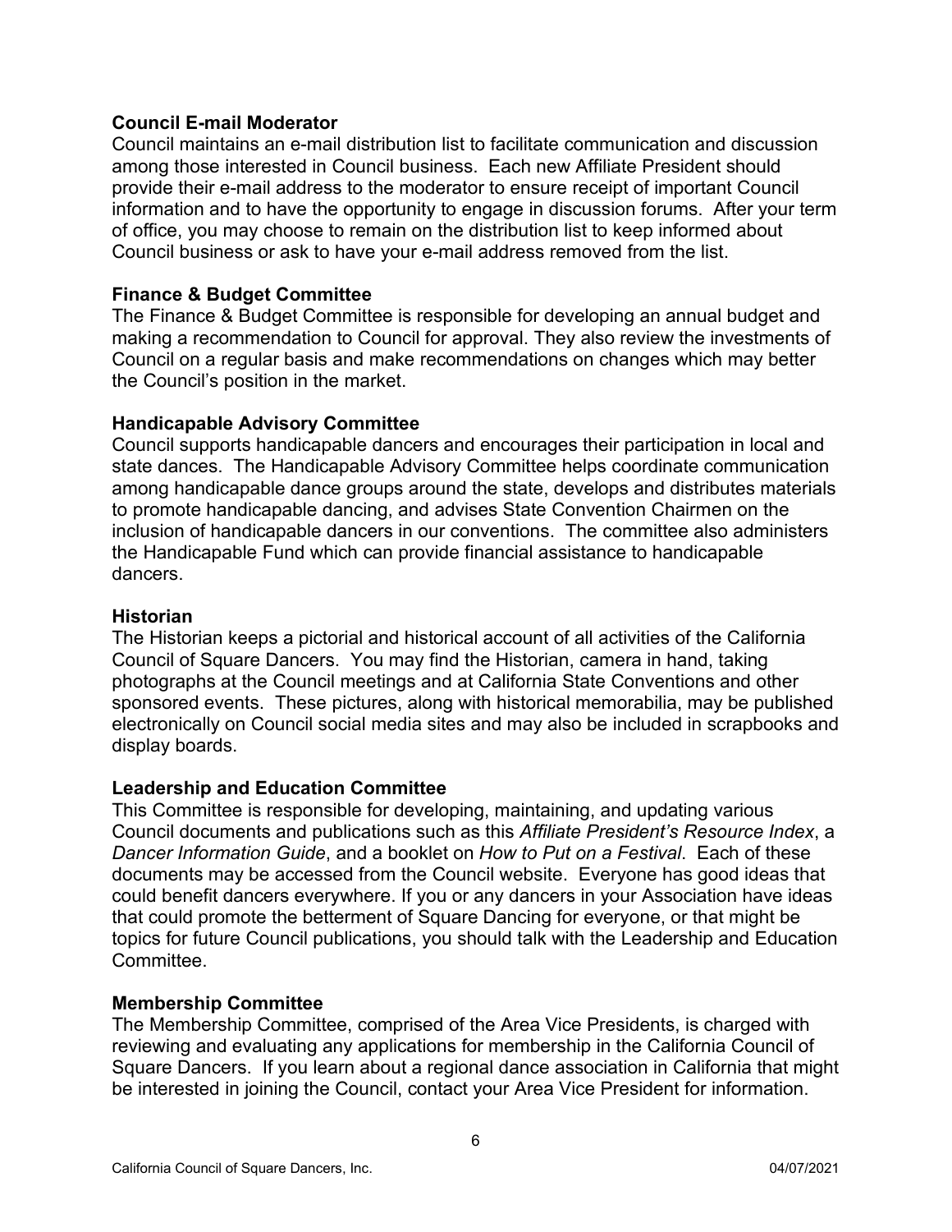### Council E-mail Moderator

Council maintains an e-mail distribution list to facilitate communication and discussion among those interested in Council business. Each new Affiliate President should provide their e-mail address to the moderator to ensure receipt of important Council information and to have the opportunity to engage in discussion forums. After your term of office, you may choose to remain on the distribution list to keep informed about Council business or ask to have your e-mail address removed from the list.

### Finance & Budget Committee

The Finance & Budget Committee is responsible for developing an annual budget and making a recommendation to Council for approval. They also review the investments of Council on a regular basis and make recommendations on changes which may better the Council's position in the market.

### Handicapable Advisory Committee

Council supports handicapable dancers and encourages their participation in local and state dances. The Handicapable Advisory Committee helps coordinate communication among handicapable dance groups around the state, develops and distributes materials to promote handicapable dancing, and advises State Convention Chairmen on the inclusion of handicapable dancers in our conventions. The committee also administers the Handicapable Fund which can provide financial assistance to handicapable dancers.

### Historian

The Historian keeps a pictorial and historical account of all activities of the California Council of Square Dancers. You may find the Historian, camera in hand, taking photographs at the Council meetings and at California State Conventions and other sponsored events. These pictures, along with historical memorabilia, may be published electronically on Council social media sites and may also be included in scrapbooks and display boards.

### Leadership and Education Committee

This Committee is responsible for developing, maintaining, and updating various Council documents and publications such as this *Affiliate President's Resource Index*, a *Dancer Information Guide*, and a booklet on *How to Put on a Festival*. Each of these documents may be accessed from the Council website. Everyone has good ideas that could benefit dancers everywhere. If you or any dancers in your Association have ideas that could promote the betterment of Square Dancing for everyone, or that might be topics for future Council publications, you should talk with the Leadership and Education Committee.

### Membership Committee

The Membership Committee, comprised of the Area Vice Presidents, is charged with reviewing and evaluating any applications for membership in the California Council of Square Dancers. If you learn about a regional dance association in California that might be interested in joining the Council, contact your Area Vice President for information.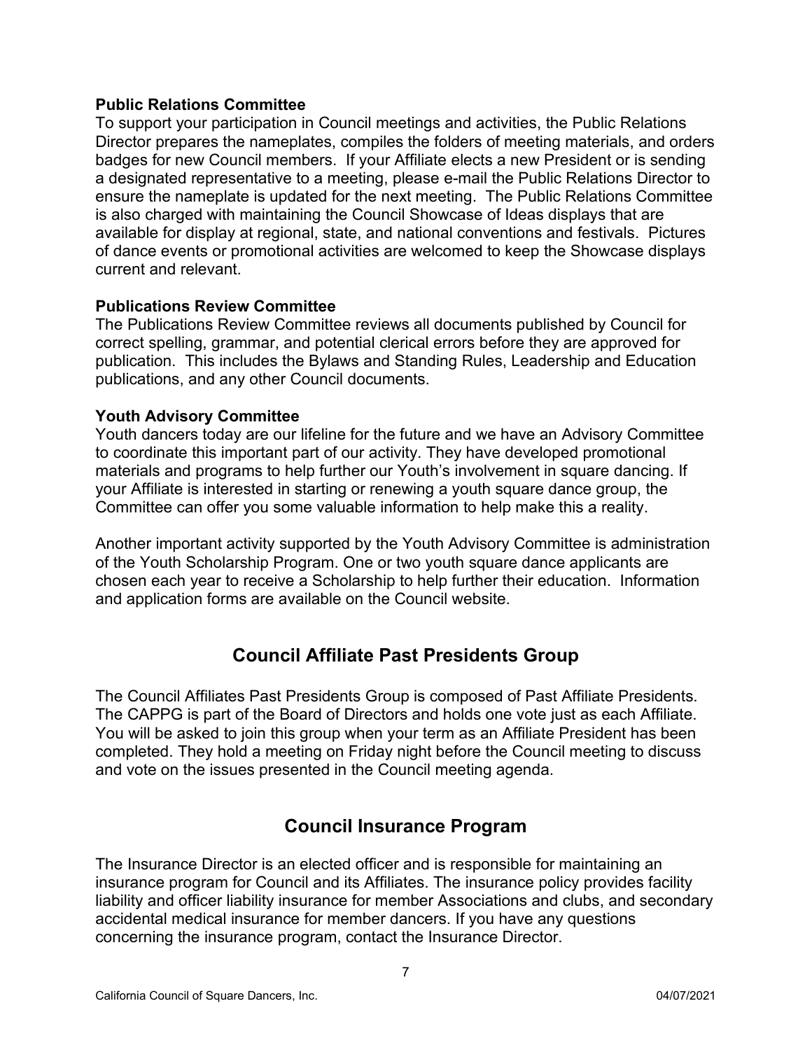### Public Relations Committee

To support your participation in Council meetings and activities, the Public Relations Director prepares the nameplates, compiles the folders of meeting materials, and orders badges for new Council members. If your Affiliate elects a new President or is sending a designated representative to a meeting, please e-mail the Public Relations Director to ensure the nameplate is updated for the next meeting. The Public Relations Committee is also charged with maintaining the Council Showcase of Ideas displays that are available for display at regional, state, and national conventions and festivals. Pictures of dance events or promotional activities are welcomed to keep the Showcase displays current and relevant.

### Publications Review Committee

The Publications Review Committee reviews all documents published by Council for correct spelling, grammar, and potential clerical errors before they are approved for publication. This includes the Bylaws and Standing Rules, Leadership and Education publications, and any other Council documents.

### Youth Advisory Committee

Youth dancers today are our lifeline for the future and we have an Advisory Committee to coordinate this important part of our activity. They have developed promotional materials and programs to help further our Youth's involvement in square dancing. If your Affiliate is interested in starting or renewing a youth square dance group, the Committee can offer you some valuable information to help make this a reality.

Another important activity supported by the Youth Advisory Committee is administration of the Youth Scholarship Program. One or two youth square dance applicants are chosen each year to receive a Scholarship to help further their education. Information and application forms are available on the Council website.

## Council Affiliate Past Presidents Group

The Council Affiliates Past Presidents Group is composed of Past Affiliate Presidents. The CAPPG is part of the Board of Directors and holds one vote just as each Affiliate. You will be asked to join this group when your term as an Affiliate President has been completed. They hold a meeting on Friday night before the Council meeting to discuss and vote on the issues presented in the Council meeting agenda.

## Council Insurance Program

The Insurance Director is an elected officer and is responsible for maintaining an insurance program for Council and its Affiliates. The insurance policy provides facility liability and officer liability insurance for member Associations and clubs, and secondary accidental medical insurance for member dancers. If you have any questions concerning the insurance program, contact the Insurance Director.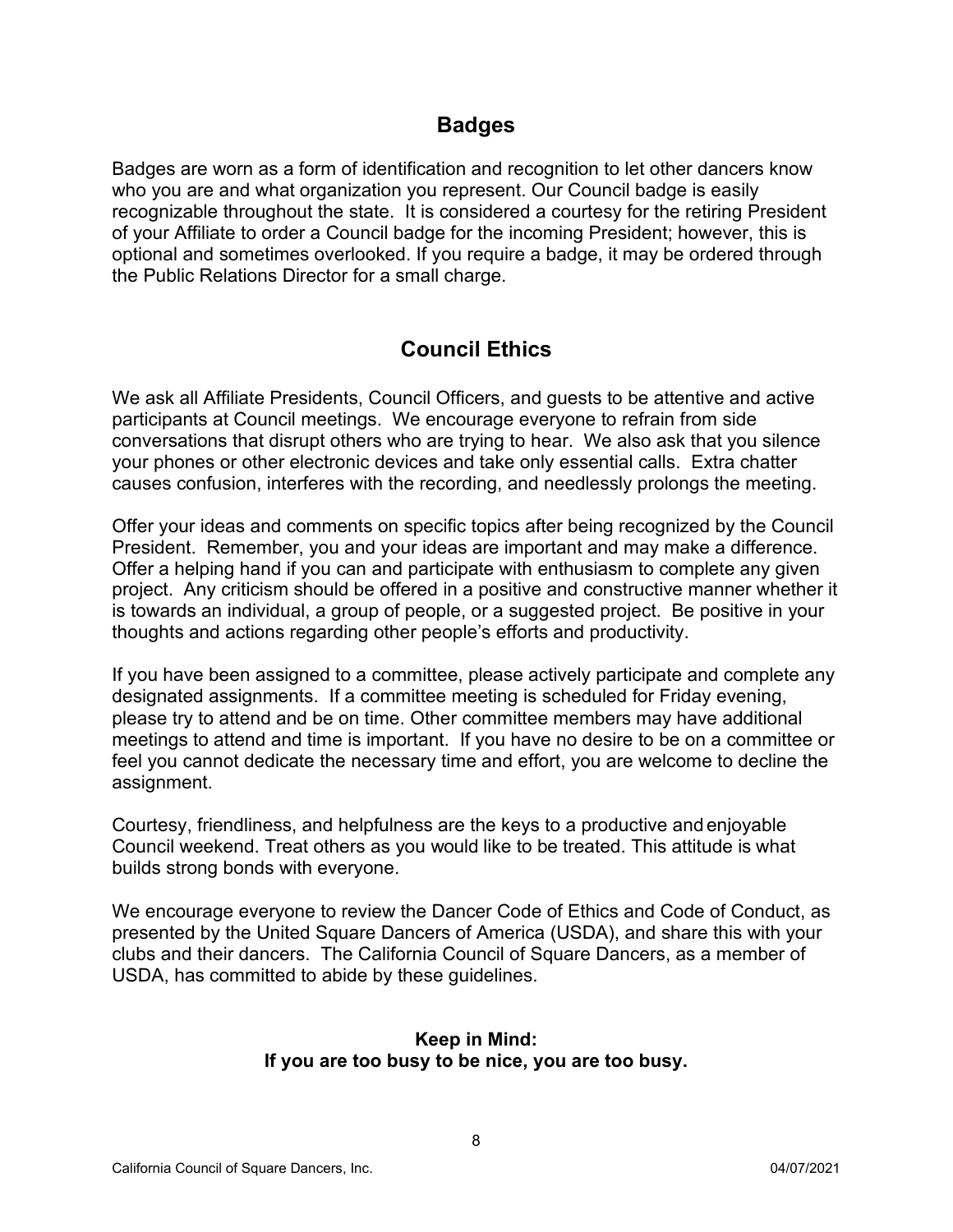## Badges

Badges are worn as a form of identification and recognition to let other dancers know who you are and what organization you represent. Our Council badge is easily recognizable throughout the state. It is considered a courtesy for the retiring President of your Affiliate to order a Council badge for the incoming President; however, this is optional and sometimes overlooked. If you require a badge, it may be ordered through the Public Relations Director for a small charge.

## Council Ethics

We ask all Affiliate Presidents, Council Officers, and guests to be attentive and active participants at Council meetings. We encourage everyone to refrain from side conversations that disrupt others who are trying to hear. We also ask that you silence your phones or other electronic devices and take only essential calls. Extra chatter causes confusion, interferes with the recording, and needlessly prolongs the meeting.

Offer your ideas and comments on specific topics after being recognized by the Council President. Remember, you and your ideas are important and may make a difference. Offer a helping hand if you can and participate with enthusiasm to complete any given project. Any criticism should be offered in a positive and constructive manner whether it is towards an individual, a group of people, or a suggested project. Be positive in your thoughts and actions regarding other people's efforts and productivity.

If you have been assigned to a committee, please actively participate and complete any designated assignments. If a committee meeting is scheduled for Friday evening, please try to attend and be on time. Other committee members may have additional meetings to attend and time is important. If you have no desire to be on a committee or feel you cannot dedicate the necessary time and effort, you are welcome to decline the assignment.

Courtesy, friendliness, and helpfulness are the keys to a productive and enjoyable Council weekend. Treat others as you would like to be treated. This attitude is what builds strong bonds with everyone.

We encourage everyone to review the Dancer Code of Ethics and Code of Conduct, as presented by the United Square Dancers of America (USDA), and share this with your clubs and their dancers. The California Council of Square Dancers, as a member of USDA, has committed to abide by these guidelines.

**Keep in Mind:**
**If you are too busy to be nice, you are too busy.**